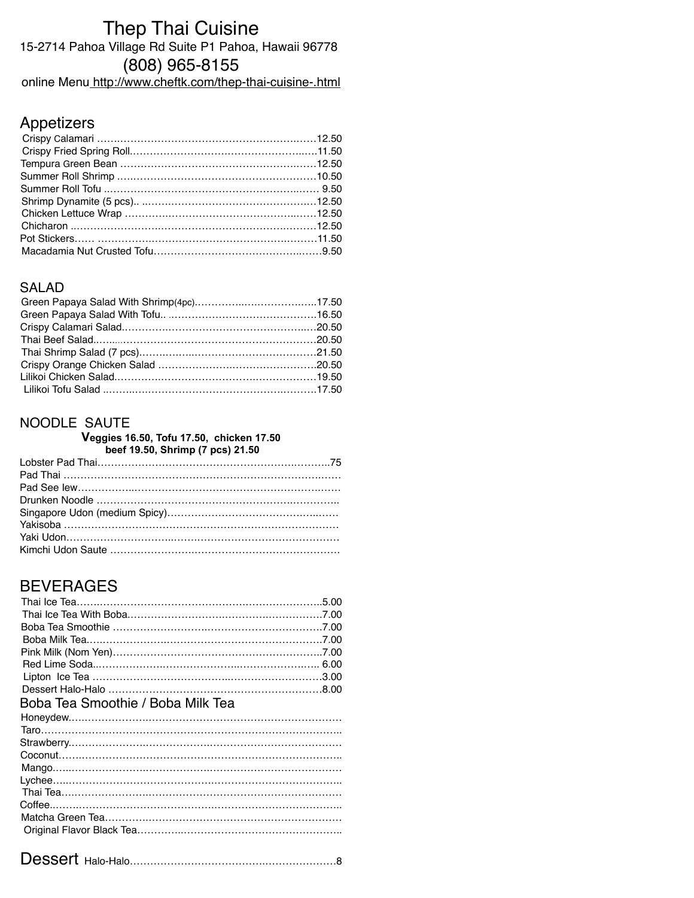# Thep Thai Cuisine

15-2714 Pahoa Village Rd Suite P1 Pahoa, Hawaii 96778

(808) 965-8155

online Menu http://www.cheftk.com/thep-thai-cuisine-.html

## Appetizers

| Item | Price |
| --- | --- |
| Crispy Calamari | 12.50 |
| Crispy Fried Spring Roll | 11.50 |
| Tempura Green Bean | 12.50 |
| Summer Roll Shrimp | 10.50 |
| Summer Roll Tofu | 9.50 |
| Shrimp Dynamite (5 pcs) | 12.50 |
| Chicken Lettuce Wrap | 12.50 |
| Chicharon | 12.50 |
| Pot Stickers | 11.50 |
| Macadamia Nut Crusted Tofu | 9.50 |

## SALAD

| Item | Price |
| --- | --- |
| Green Papaya Salad With Shrimp(4pc) | 17.50 |
| Green Papaya Salad With Tofu | 16.50 |
| Crispy Calamari Salad | 20.50 |
| Thai Beef Salad | 20.50 |
| Thai Shrimp Salad (7 pcs) | 21.50 |
| Crispy Orange Chicken Salad | 20.50 |
| Lilikoi Chicken Salad | 19.50 |
| Lilikoi Tofu Salad | 17.50 |

## NOODLE SAUTE

**Veggies 16.50, Tofu 17.50, chicken 17.50**
**beef 19.50, Shrimp (7 pcs) 21.50**

| Item | Price |
| --- | --- |
| Lobster Pad Thai | 75 |
| Pad Thai | |
| Pad See Iew | |
| Drunken Noodle | |
| Singapore Udon (medium Spicy) | |
| Yakisoba | |
| Yaki Udon | |
| Kimchi Udon Saute | |

## BEVERAGES

| Item | Price |
| --- | --- |
| Thai Ice Tea | 5.00 |
| Thai Ice Tea With Boba | 7.00 |
| Boba Tea Smoothie | 7.00 |
| Boba Milk Tea | 7.00 |
| Pink Milk (Nom Yen) | 7.00 |
| Red Lime Soda | 6.00 |
| Lipton Ice Tea | 3.00 |
| Dessert Halo-Halo | 8.00 |

### Boba Tea Smoothie / Boba Milk Tea

- Honeydew
- Taro
- Strawberry
- Coconut
- Mango
- Lychee
- Thai Tea
- Coffee
- Matcha Green Tea
- Original Flavor Black Tea

## Dessert

| Item | Price |
| --- | --- |
| Halo-Halo | 8 |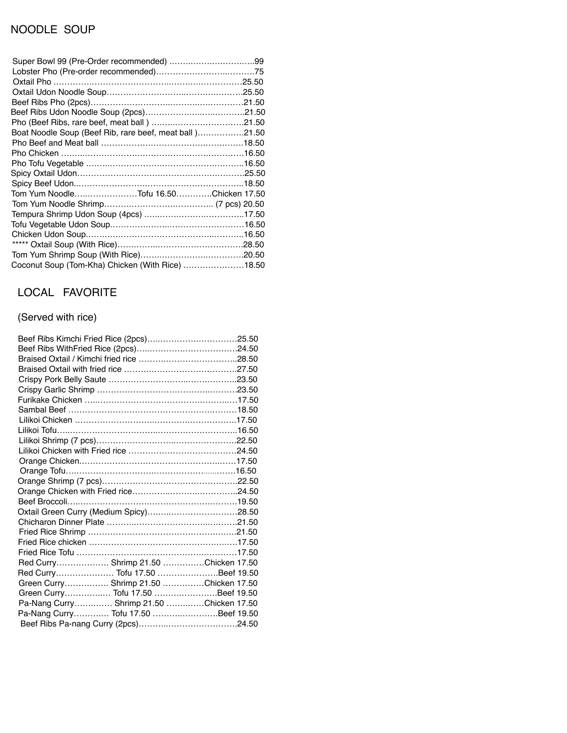## NOODLE SOUP

Super Bowl 99 (Pre-Order recommended) ………..………….………..99
Lobster Pho (Pre-order recommended)……………………..……….75
Oxtail Pho ……………..……………………..……..……………….25.50
Oxtail Udon Noodle Soup……………………..……..……….…….25.50
Beef Ribs Pho (2pcs)……………………..……..……..……………21.50
Beef Ribs Udon Noodle Soup (2pcs)………………..…..………….21.50
Pho (Beef Ribs, rare beef, meat ball ) ……..…………………….21.50
Boat Noodle Soup (Beef Rib, rare beef, meat ball )……………..21.50
Pho Beef and Meat ball ……………….……………….……..…….18.50
Pho Chicken ……..……………..……………………..…….……….16.50
Pho Tofu Vegetable ……..………………..…………………..………16.50
Spicy Oxtail Udon………………………..…………….…….……….25.50
Spicy Beef Udon..…………………..……………………………..18.50
Tom Yum Noodle…..………………Tofu 16.50………….Chicken 17.50
Tom Yum Noodle Shrimp…………..…………..………….. (7 pcs) 20.50
Tempura Shrimp Udon Soup (4pcs) …...……..…………………..17.50
Tofu Vegetable Udon Soup……………..……..……………………16.50
Chicken Udon Soup……..…………………………………..……..16.50
***** Oxtail Soup (With Rice)………..……..………………………28.50
Tom Yum Shrimp Soup (With Rice)……..……………..……………20.50
Coconut Soup (Tom-Kha) Chicken (With Rice) …………………18.50

## LOCAL FAVORITE

(Served with rice)

Beef Ribs Kimchi Fried Rice (2pcs)…..…………….……………25.50
Beef Ribs WithFried Rice (2pcs)…..………………..……………24.50
Braised Oxtail / Kimchi fried rice ……………..………………..28.50
Braised Oxtail with fried rice ……..………..……………………27.50
Crispy Pork Belly Saute ……………………..…..…….………..23.50
Crispy Garlic Shrimp ……………………………………..………23.50
Furikake Chicken …..……………………………………………17.50
Sambal Beef ………………………………………………………18.50
Lilikoi Chicken ……………………..…………..………………..17.50
Lilikoi Tofu…..…………………………..…………………………16.50
Lilikoi Shrimp (7 pcs)…………………………..…………………22.50
Lilikoi Chicken with Fried rice …………………………………24.50
Orange Chicken………………………………………………..……17.50
Orange Tofu…..……………………..……………………....………16.50
Orange Shrimp (7 pcs)……………………………………………22.50
Orange Chicken with Fried rice……………..………..………….24.50
Beef Broccoli…..………………..……………………….…………19.50
Oxtail Green Curry (Medium Spicy)…….…………………………28.50
Chicharon Dinner Plate …………..……………………..…………21.50
Fried Rice Shrimp …………………………………………….……21.50
Fried Rice chicken ………………………………………….………17.50
Fried Rice Tofu ……………………………………………..………17.50
Red Curry………………. Shrimp 21.50 ……………Chicken 17.50
Red Curry………………… Tofu 17.50 ………………….Beef 19.50
Green Curry……………. Shrimp 21.50 ……………Chicken 17.50
Green Curry…………..… Tofu 17.50 ……..……………Beef 19.50
Pa-Nang Curry…….…… Shrimp 21.50 …….……Chicken 17.50
Pa-Nang Curry………..… Tofu 17.50 ……….…………Beef 19.50
Beef Ribs Pa-nang Curry (2pcs)……..……………………….24.50